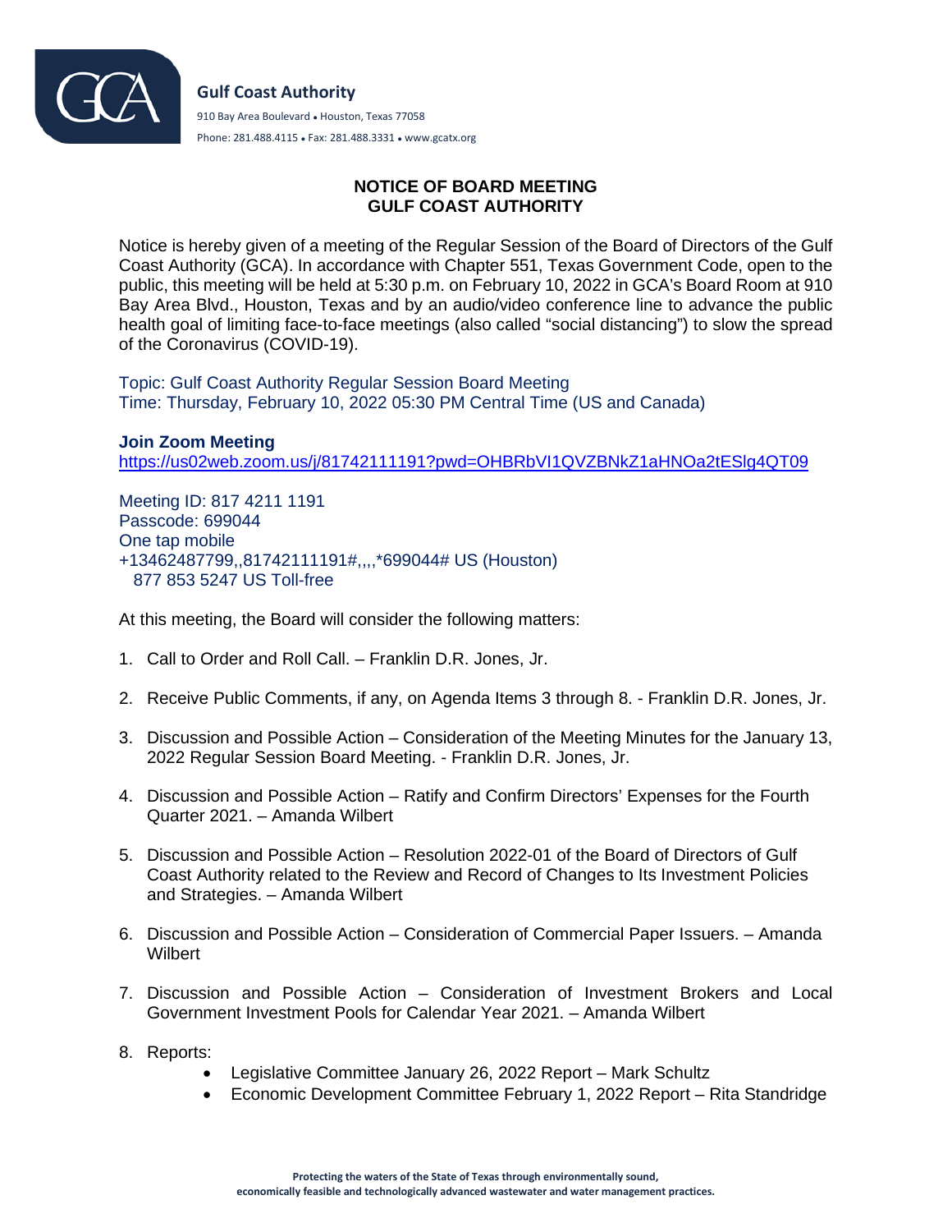**Gulf Coast Authority**

910 Bay Area Boulevard • Houston, Texas 77058

Phone: 281.488.4115 • Fax: 281.488.3331 • www.gcatx.org

# NOTICE OF BOARD MEETING
# GULF COAST AUTHORITY

Notice is hereby given of a meeting of the Regular Session of the Board of Directors of the Gulf Coast Authority (GCA). In accordance with Chapter 551, Texas Government Code, open to the public, this meeting will be held at 5:30 p.m. on February 10, 2022 in GCA's Board Room at 910 Bay Area Blvd., Houston, Texas and by an audio/video conference line to advance the public health goal of limiting face-to-face meetings (also called "social distancing") to slow the spread of the Coronavirus (COVID-19).

Topic: Gulf Coast Authority Regular Session Board Meeting
Time: Thursday, February 10, 2022 05:30 PM Central Time (US and Canada)

**Join Zoom Meeting**
https://us02web.zoom.us/j/81742111191?pwd=OHBRbVI1QVZBNkZ1aHNOa2tESlg4QT09

Meeting ID: 817 4211 1191
Passcode: 699044
One tap mobile
+13462487799,,81742111191#,,,,*699044# US (Houston)
877 853 5247 US Toll-free

At this meeting, the Board will consider the following matters:

1. Call to Order and Roll Call. – Franklin D.R. Jones, Jr.

2. Receive Public Comments, if any, on Agenda Items 3 through 8. - Franklin D.R. Jones, Jr.

3. Discussion and Possible Action – Consideration of the Meeting Minutes for the January 13, 2022 Regular Session Board Meeting. - Franklin D.R. Jones, Jr.

4. Discussion and Possible Action – Ratify and Confirm Directors' Expenses for the Fourth Quarter 2021. – Amanda Wilbert

5. Discussion and Possible Action – Resolution 2022-01 of the Board of Directors of Gulf Coast Authority related to the Review and Record of Changes to Its Investment Policies and Strategies. – Amanda Wilbert

6. Discussion and Possible Action – Consideration of Commercial Paper Issuers. – Amanda Wilbert

7. Discussion and Possible Action – Consideration of Investment Brokers and Local Government Investment Pools for Calendar Year 2021. – Amanda Wilbert

8. Reports:
   - Legislative Committee January 26, 2022 Report – Mark Schultz
   - Economic Development Committee February 1, 2022 Report – Rita Standridge

Protecting the waters of the State of Texas through environmentally sound, economically feasible and technologically advanced wastewater and water management practices.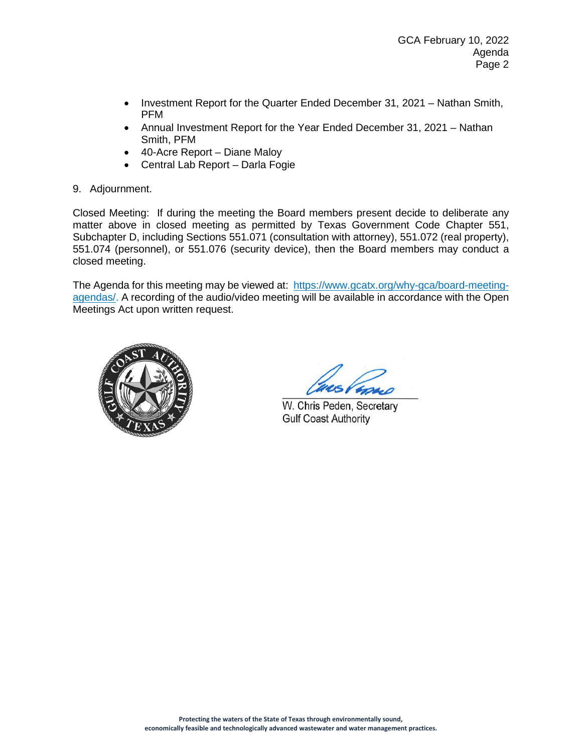- Investment Report for the Quarter Ended December 31, 2021 – Nathan Smith, PFM
- Annual Investment Report for the Year Ended December 31, 2021 – Nathan Smith, PFM
- 40-Acre Report – Diane Maloy
- Central Lab Report – Darla Fogie

9. Adjournment.

Closed Meeting: If during the meeting the Board members present decide to deliberate any matter above in closed meeting as permitted by Texas Government Code Chapter 551, Subchapter D, including Sections 551.071 (consultation with attorney), 551.072 (real property), 551.074 (personnel), or 551.076 (security device), then the Board members may conduct a closed meeting.

The Agenda for this meeting may be viewed at: https://www.gcatx.org/why-gca/board-meeting-agendas/. A recording of the audio/video meeting will be available in accordance with the Open Meetings Act upon written request.

W. Chris Peden, Secretary
Gulf Coast Authority

Protecting the waters of the State of Texas through environmentally sound, economically feasible and technologically advanced wastewater and water management practices.